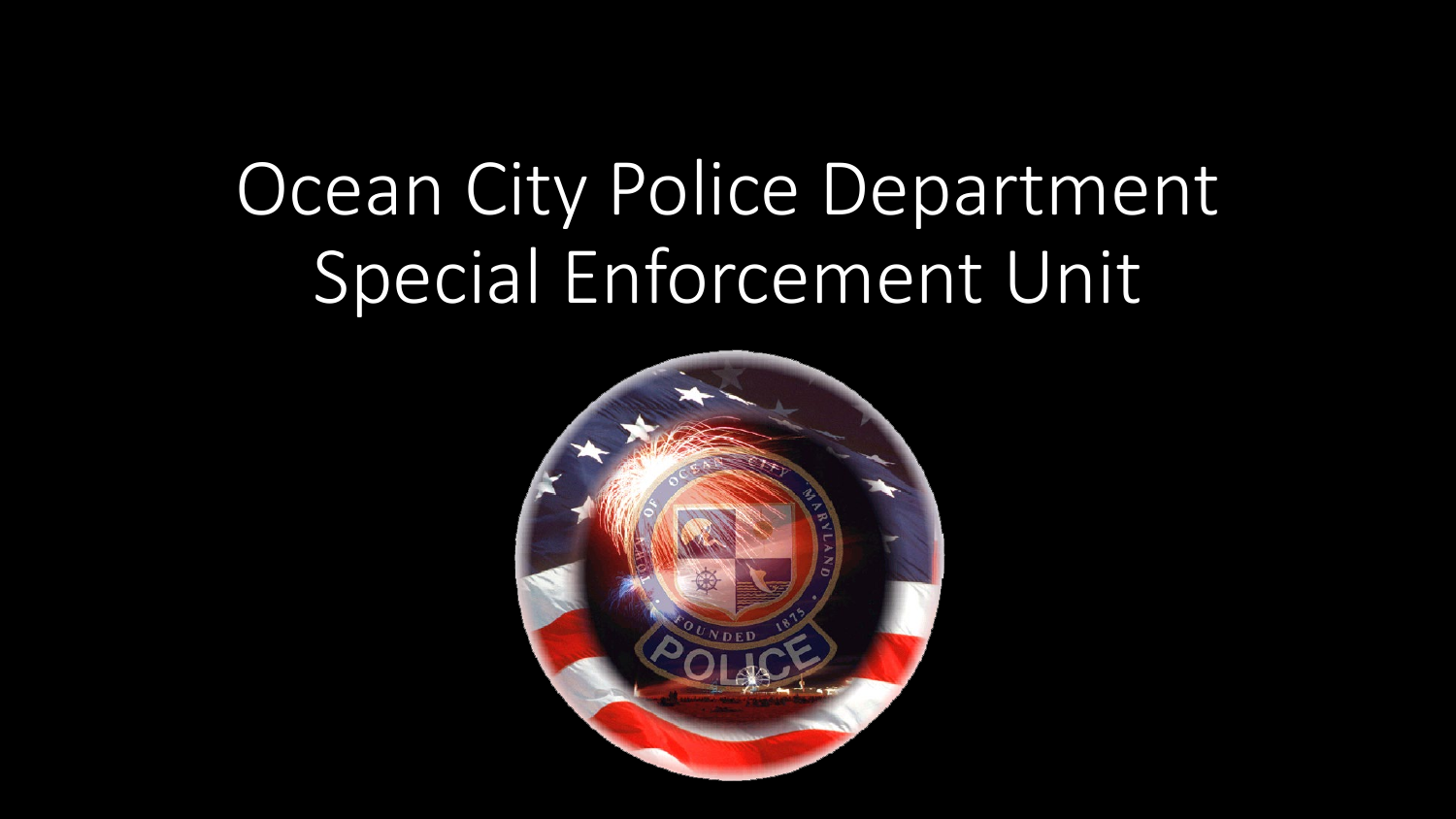# Ocean City Police Department
# Special Enforcement Unit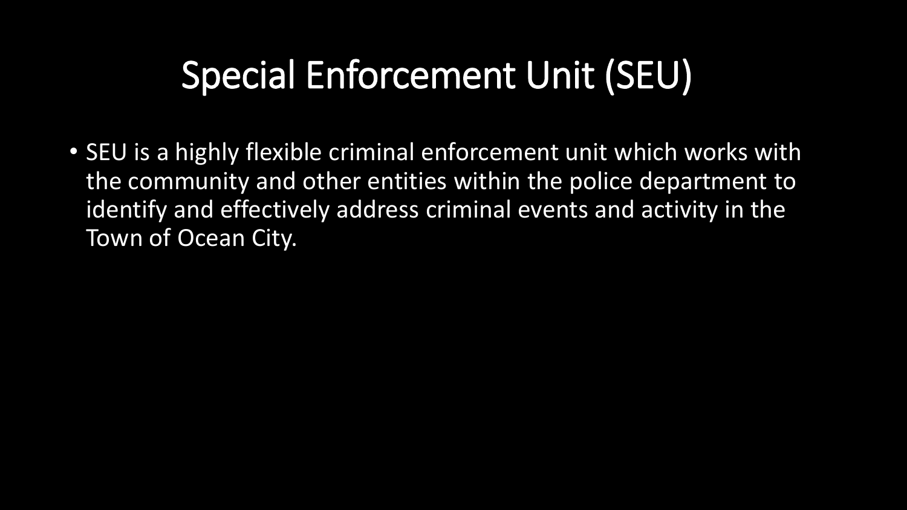# Special Enforcement Unit (SEU)

- SEU is a highly flexible criminal enforcement unit which works with the community and other entities within the police department to identify and effectively address criminal events and activity in the Town of Ocean City.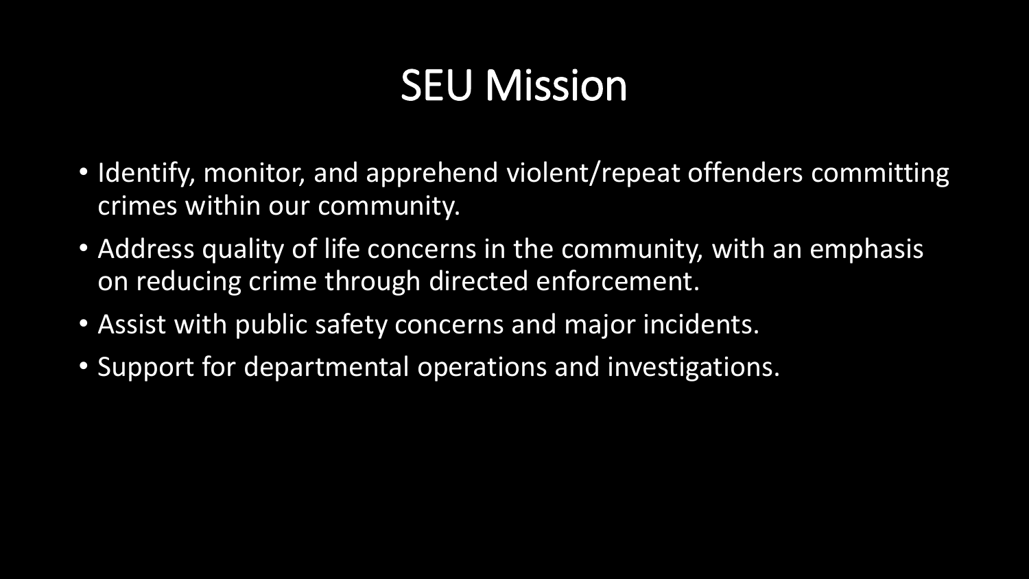# SEU Mission

- Identify, monitor, and apprehend violent/repeat offenders committing crimes within our community.
- Address quality of life concerns in the community, with an emphasis on reducing crime through directed enforcement.
- Assist with public safety concerns and major incidents.
- Support for departmental operations and investigations.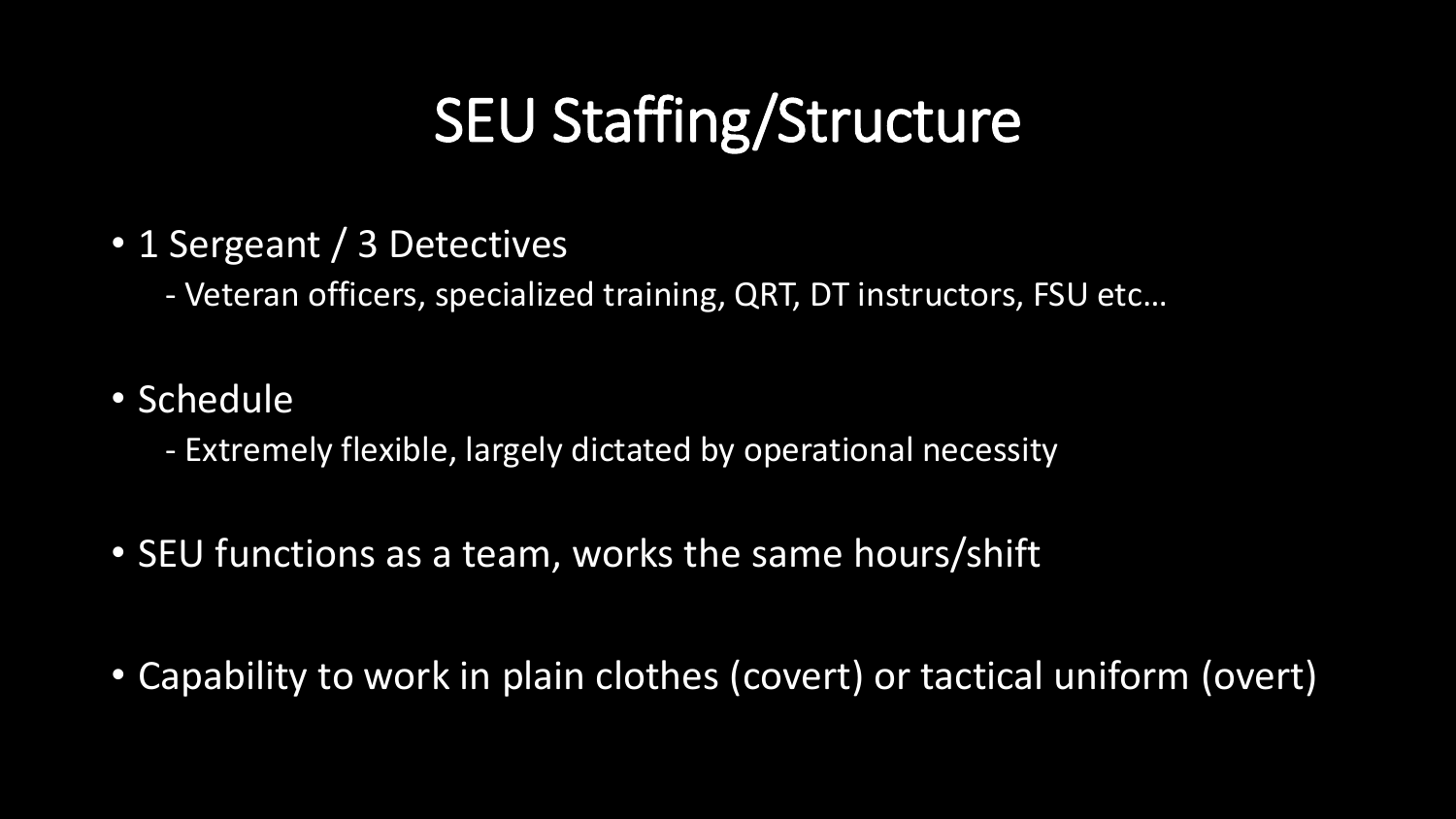# SEU Staffing/Structure

- 1 Sergeant / 3 Detectives
  - Veteran officers, specialized training, QRT, DT instructors, FSU etc…
- Schedule
  - Extremely flexible, largely dictated by operational necessity
- SEU functions as a team, works the same hours/shift
- Capability to work in plain clothes (covert) or tactical uniform (overt)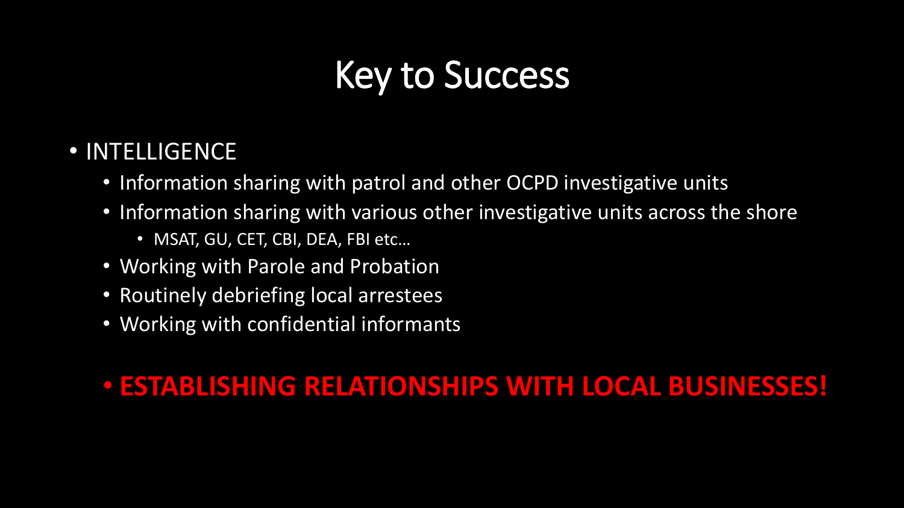# Key to Success

- INTELLIGENCE
  - Information sharing with patrol and other OCPD investigative units
  - Information sharing with various other investigative units across the shore
    - MSAT, GU, CET, CBI, DEA, FBI etc…
  - Working with Parole and Probation
  - Routinely debriefing local arrestees
  - Working with confidential informants

  - **ESTABLISHING RELATIONSHIPS WITH LOCAL BUSINESSES!**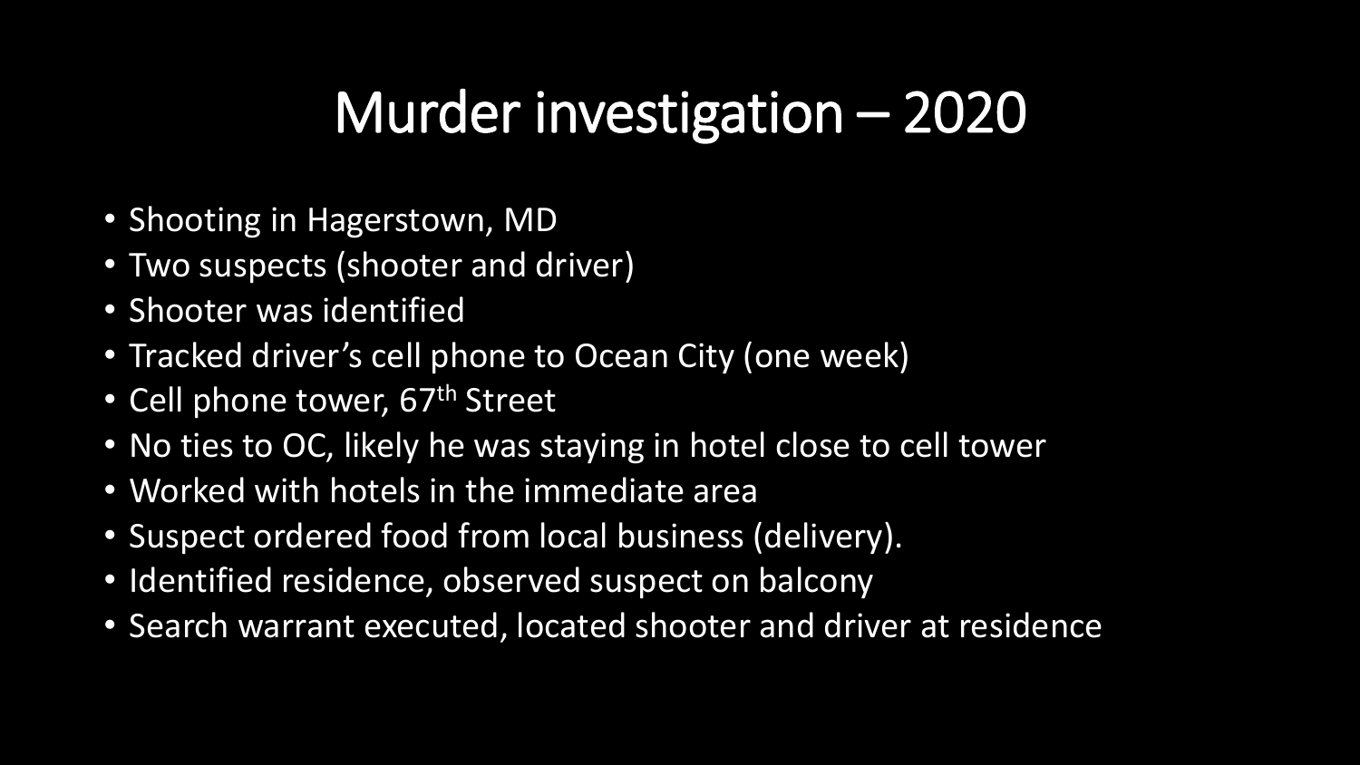# Murder investigation – 2020

- Shooting in Hagerstown, MD
- Two suspects (shooter and driver)
- Shooter was identified
- Tracked driver's cell phone to Ocean City (one week)
- Cell phone tower, 67th Street
- No ties to OC, likely he was staying in hotel close to cell tower
- Worked with hotels in the immediate area
- Suspect ordered food from local business (delivery).
- Identified residence, observed suspect on balcony
- Search warrant executed, located shooter and driver at residence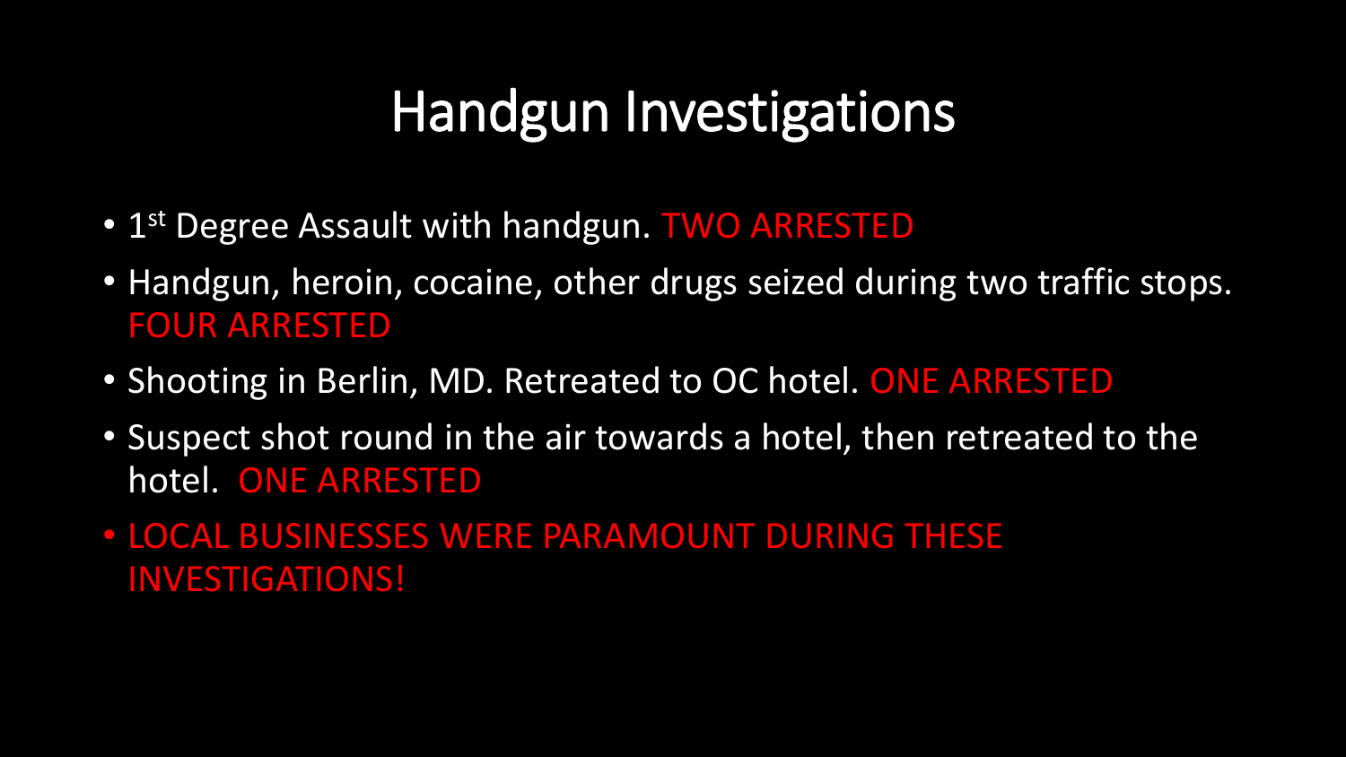# Handgun Investigations

- 1st Degree Assault with handgun. TWO ARRESTED
- Handgun, heroin, cocaine, other drugs seized during two traffic stops. FOUR ARRESTED
- Shooting in Berlin, MD. Retreated to OC hotel. ONE ARRESTED
- Suspect shot round in the air towards a hotel, then retreated to the hotel. ONE ARRESTED
- LOCAL BUSINESSES WERE PARAMOUNT DURING THESE INVESTIGATIONS!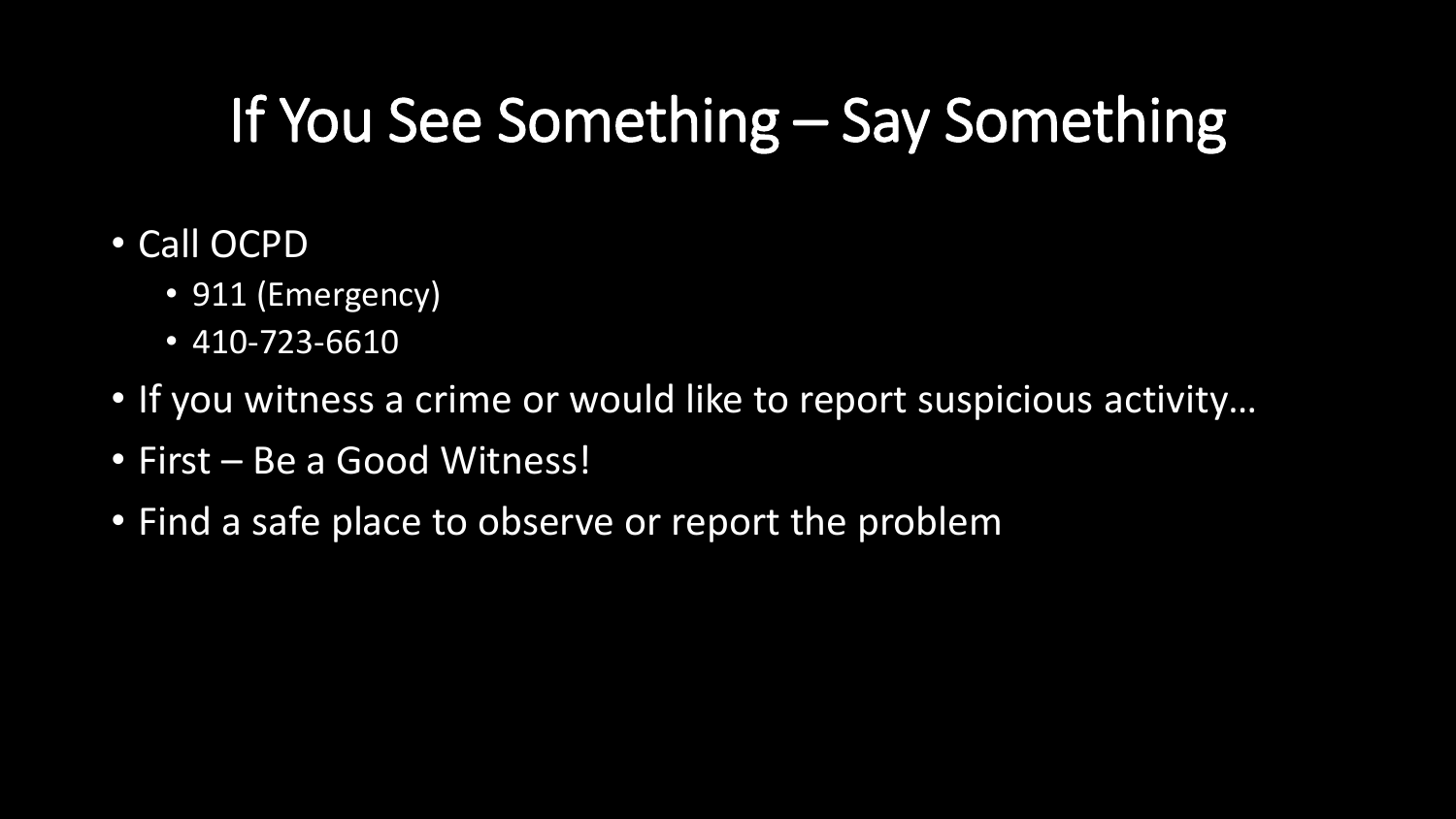# If You See Something – Say Something

- Call OCPD
  - 911 (Emergency)
  - 410-723-6610
- If you witness a crime or would like to report suspicious activity…
- First – Be a Good Witness!
- Find a safe place to observe or report the problem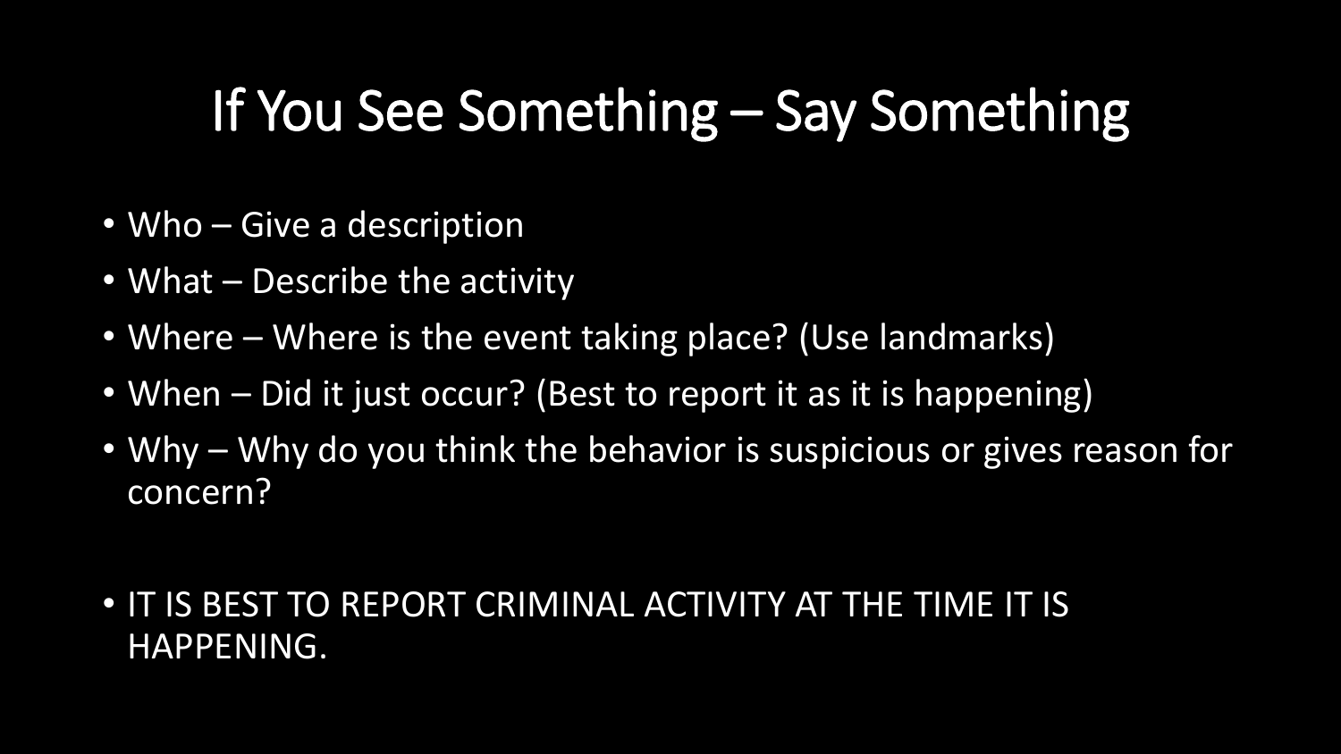# If You See Something – Say Something

- Who – Give a description
- What – Describe the activity
- Where – Where is the event taking place? (Use landmarks)
- When – Did it just occur? (Best to report it as it is happening)
- Why – Why do you think the behavior is suspicious or gives reason for concern?

- IT IS BEST TO REPORT CRIMINAL ACTIVITY AT THE TIME IT IS HAPPENING.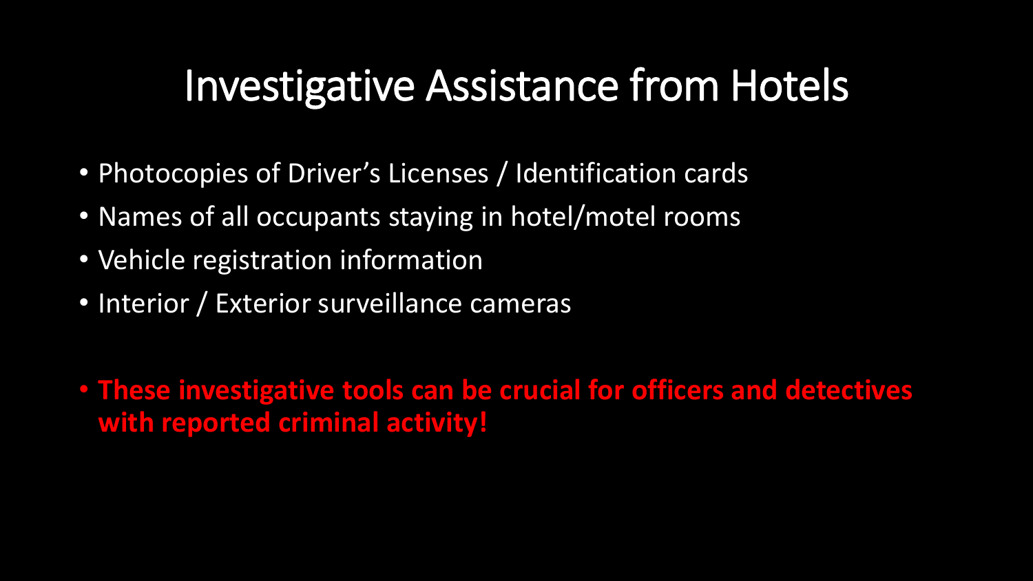# Investigative Assistance from Hotels

- Photocopies of Driver's Licenses / Identification cards
- Names of all occupants staying in hotel/motel rooms
- Vehicle registration information
- Interior / Exterior surveillance cameras

- **These investigative tools can be crucial for officers and detectives with reported criminal activity!**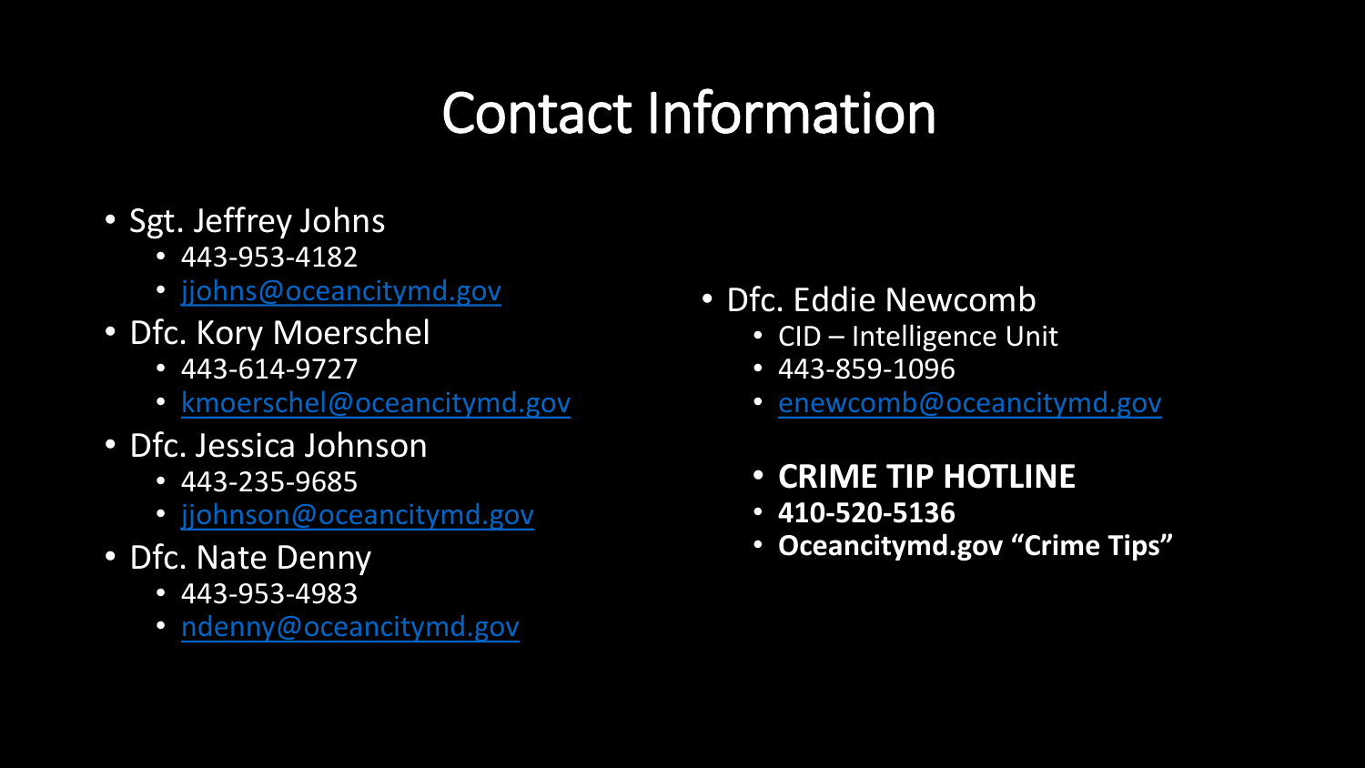# Contact Information

- Sgt. Jeffrey Johns
  - 443-953-4182
  - jjohns@oceancitymd.gov
- Dfc. Kory Moerschel
  - 443-614-9727
  - kmoerschel@oceancitymd.gov
- Dfc. Jessica Johnson
  - 443-235-9685
  - jjohnson@oceancitymd.gov
- Dfc. Nate Denny
  - 443-953-4983
  - ndenny@oceancitymd.gov
- Dfc. Eddie Newcomb
  - CID – Intelligence Unit
  - 443-859-1096
  - enewcomb@oceancitymd.gov

  - **CRIME TIP HOTLINE**
  - **410-520-5136**
  - **Oceancitymd.gov "Crime Tips"**